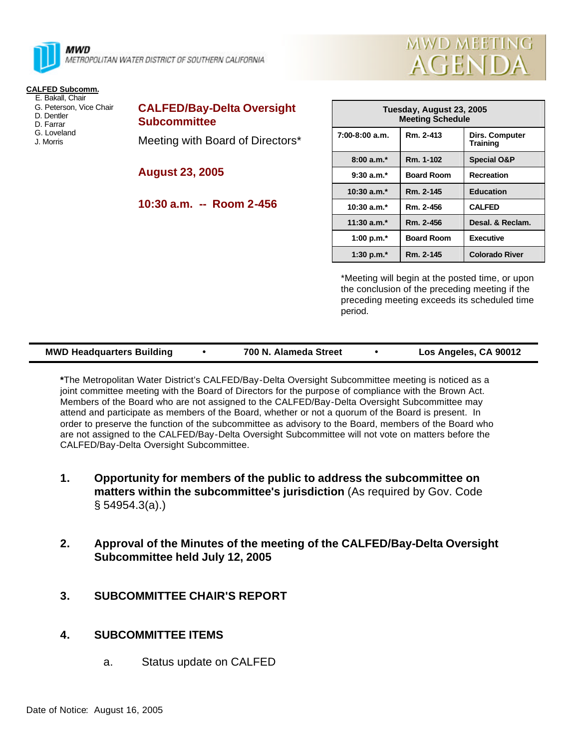MWD
METROPOLITAN WATER DISTRICT OF SOUTHERN CALIFORNIA

MWD MEETING AGENDA

**CALFED Subcomm.**
E. Bakall, Chair
G. Peterson, Vice Chair
D. Dentler
D. Farrar
G. Loveland
J. Morris

# CALFED/Bay-Delta Oversight Subcommittee

Meeting with Board of Directors*

## August 23, 2005

## 10:30 a.m. -- Room 2-456

| Tuesday, August 23, 2005 Meeting Schedule | | |
|---|---|---|
| 7:00-8:00 a.m. | Rm. 2-413 | Dirs. Computer Training |
| 8:00 a.m.* | Rm. 1-102 | Special O&P |
| 9:30 a.m.* | Board Room | Recreation |
| 10:30 a.m.* | Rm. 2-145 | Education |
| 10:30 a.m.* | Rm. 2-456 | CALFED |
| 11:30 a.m.* | Rm. 2-456 | Desal. & Reclam. |
| 1:00 p.m.* | Board Room | Executive |
| 1:30 p.m.* | Rm. 2-145 | Colorado River |

*Meeting will begin at the posted time, or upon the conclusion of the preceding meeting if the preceding meeting exceeds its scheduled time period.

**MWD Headquarters Building • 700 N. Alameda Street • Los Angeles, CA 90012**

**\***The Metropolitan Water District's CALFED/Bay-Delta Oversight Subcommittee meeting is noticed as a joint committee meeting with the Board of Directors for the purpose of compliance with the Brown Act. Members of the Board who are not assigned to the CALFED/Bay-Delta Oversight Subcommittee may attend and participate as members of the Board, whether or not a quorum of the Board is present. In order to preserve the function of the subcommittee as advisory to the Board, members of the Board who are not assigned to the CALFED/Bay-Delta Oversight Subcommittee will not vote on matters before the CALFED/Bay-Delta Oversight Subcommittee.

1. **Opportunity for members of the public to address the subcommittee on matters within the subcommittee's jurisdiction** (As required by Gov. Code § 54954.3(a).)

2. **Approval of the Minutes of the meeting of the CALFED/Bay-Delta Oversight Subcommittee held July 12, 2005**

3. **SUBCOMMITTEE CHAIR'S REPORT**

4. **SUBCOMMITTEE ITEMS**

   a. Status update on CALFED

Date of Notice: August 16, 2005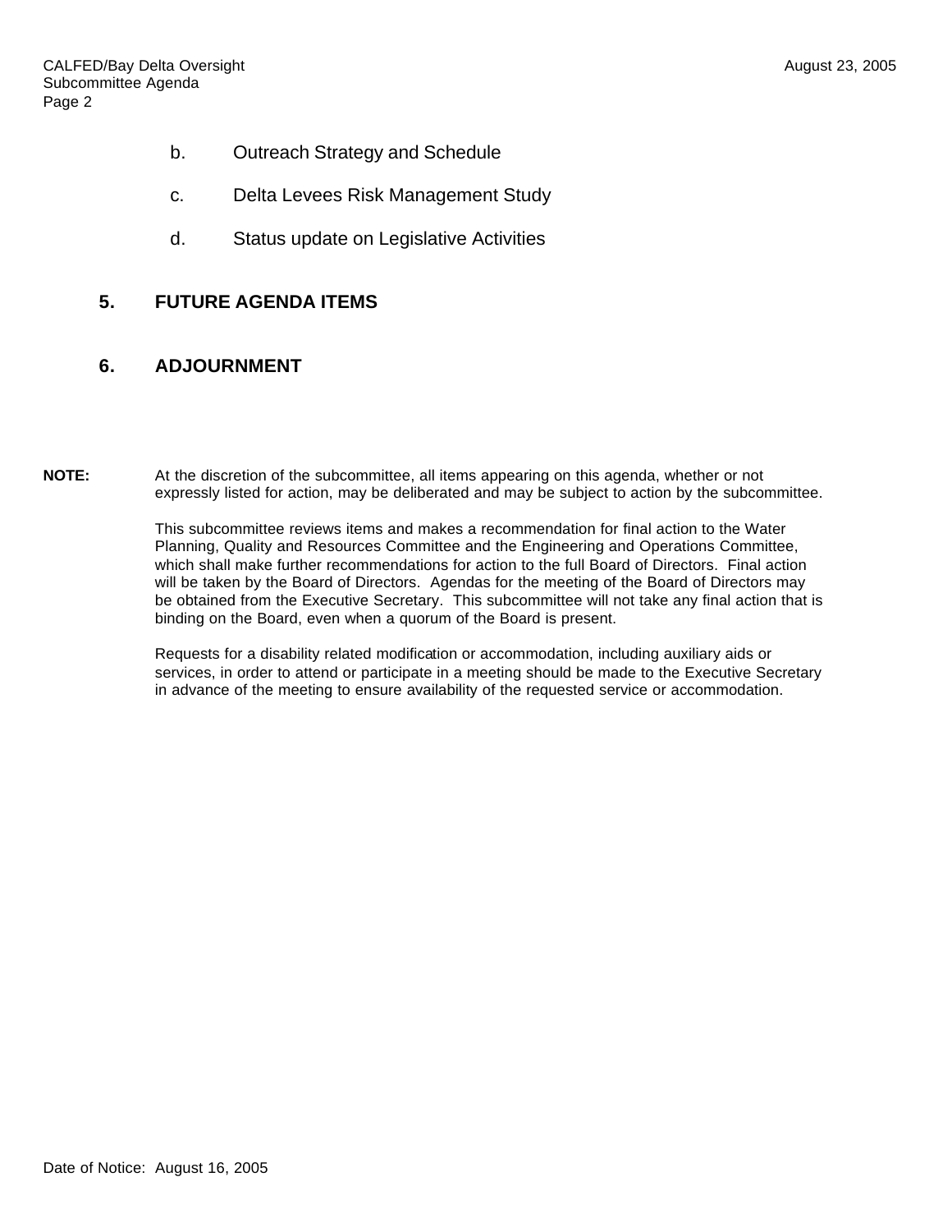b. Outreach Strategy and Schedule

c. Delta Levees Risk Management Study

d. Status update on Legislative Activities

**5. FUTURE AGENDA ITEMS**

**6. ADJOURNMENT**

**NOTE:** At the discretion of the subcommittee, all items appearing on this agenda, whether or not expressly listed for action, may be deliberated and may be subject to action by the subcommittee.

This subcommittee reviews items and makes a recommendation for final action to the Water Planning, Quality and Resources Committee and the Engineering and Operations Committee, which shall make further recommendations for action to the full Board of Directors. Final action will be taken by the Board of Directors. Agendas for the meeting of the Board of Directors may be obtained from the Executive Secretary. This subcommittee will not take any final action that is binding on the Board, even when a quorum of the Board is present.

Requests for a disability related modification or accommodation, including auxiliary aids or services, in order to attend or participate in a meeting should be made to the Executive Secretary in advance of the meeting to ensure availability of the requested service or accommodation.

Date of Notice: August 16, 2005